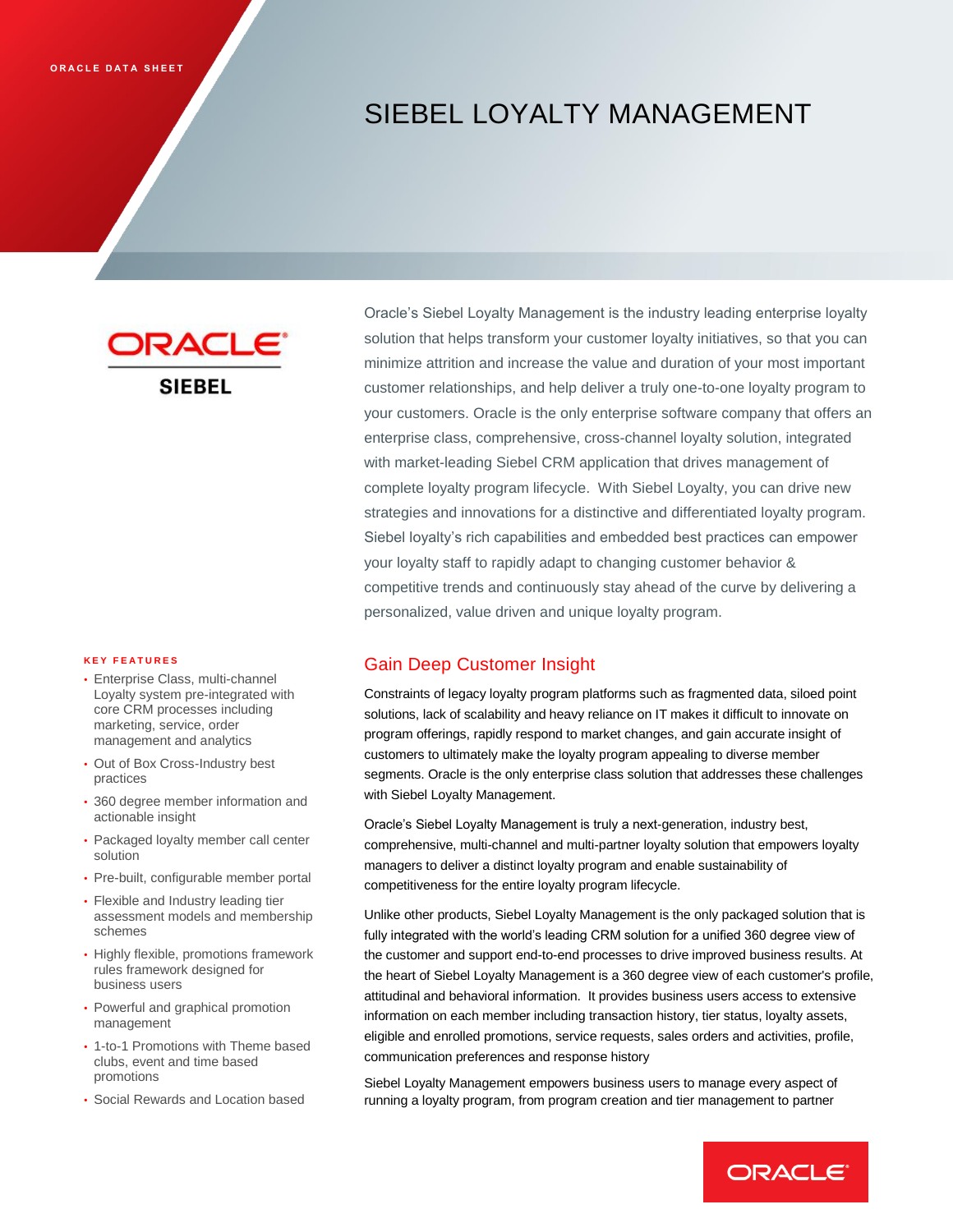ORACLE DATA SHEET

# SIEBEL LOYALTY MANAGEMENT

Oracle's Siebel Loyalty Management is the industry leading enterprise loyalty solution that helps transform your customer loyalty initiatives, so that you can minimize attrition and increase the value and duration of your most important customer relationships, and help deliver a truly one-to-one loyalty program to your customers. Oracle is the only enterprise software company that offers an enterprise class, comprehensive, cross-channel loyalty solution, integrated with market-leading Siebel CRM application that drives management of complete loyalty program lifecycle. With Siebel Loyalty, you can drive new strategies and innovations for a distinctive and differentiated loyalty program. Siebel loyalty's rich capabilities and embedded best practices can empower your loyalty staff to rapidly adapt to changing customer behavior & competitive trends and continuously stay ahead of the curve by delivering a personalized, value driven and unique loyalty program.

**KEY FEATURES**

- Enterprise Class, multi-channel Loyalty system pre-integrated with core CRM processes including marketing, service, order management and analytics
- Out of Box Cross-Industry best practices
- 360 degree member information and actionable insight
- Packaged loyalty member call center solution
- Pre-built, configurable member portal
- Flexible and Industry leading tier assessment models and membership schemes
- Highly flexible, promotions framework rules framework designed for business users
- Powerful and graphical promotion management
- 1-to-1 Promotions with Theme based clubs, event and time based promotions
- Social Rewards and Location based

## Gain Deep Customer Insight

Constraints of legacy loyalty program platforms such as fragmented data, siloed point solutions, lack of scalability and heavy reliance on IT makes it difficult to innovate on program offerings, rapidly respond to market changes, and gain accurate insight of customers to ultimately make the loyalty program appealing to diverse member segments. Oracle is the only enterprise class solution that addresses these challenges with Siebel Loyalty Management.

Oracle's Siebel Loyalty Management is truly a next-generation, industry best, comprehensive, multi-channel and multi-partner loyalty solution that empowers loyalty managers to deliver a distinct loyalty program and enable sustainability of competitiveness for the entire loyalty program lifecycle.

Unlike other products, Siebel Loyalty Management is the only packaged solution that is fully integrated with the world's leading CRM solution for a unified 360 degree view of the customer and support end-to-end processes to drive improved business results. At the heart of Siebel Loyalty Management is a 360 degree view of each customer's profile, attitudinal and behavioral information. It provides business users access to extensive information on each member including transaction history, tier status, loyalty assets, eligible and enrolled promotions, service requests, sales orders and activities, profile, communication preferences and response history

Siebel Loyalty Management empowers business users to manage every aspect of running a loyalty program, from program creation and tier management to partner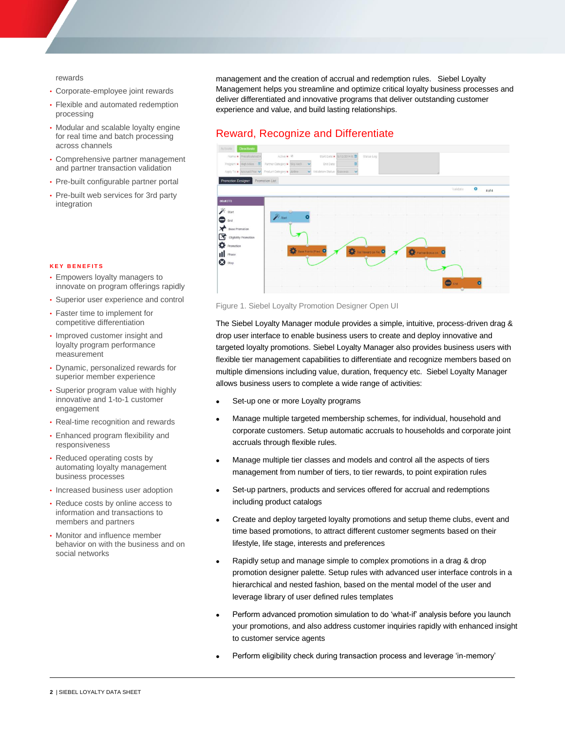rewards

- Corporate-employee joint rewards
- Flexible and automated redemption processing
- Modular and scalable loyalty engine for real time and batch processing across channels
- Comprehensive partner management and partner transaction validation
- Pre-built configurable partner portal
- Pre-built web services for 3rd party integration

**KEY BENEFITS**

- Empowers loyalty managers to innovate on program offerings rapidly
- Superior user experience and control
- Faster time to implement for competitive differentiation
- Improved customer insight and loyalty program performance measurement
- Dynamic, personalized rewards for superior member experience
- Superior program value with highly innovative and 1-to-1 customer engagement
- Real-time recognition and rewards
- Enhanced program flexibility and responsiveness
- Reduced operating costs by automating loyalty management business processes
- Increased business user adoption
- Reduce costs by online access to information and transactions to members and partners
- Monitor and influence member behavior on with the business and on social networks

management and the creation of accrual and redemption rules. Siebel Loyalty Management helps you streamline and optimize critical loyalty business processes and deliver differentiated and innovative programs that deliver outstanding customer experience and value, and build lasting relationships.

## Reward, Recognize and Differentiate

Figure 1. Siebel Loyalty Promotion Designer Open UI

The Siebel Loyalty Manager module provides a simple, intuitive, process-driven drag & drop user interface to enable business users to create and deploy innovative and targeted loyalty promotions. Siebel Loyalty Manager also provides business users with flexible tier management capabilities to differentiate and recognize members based on multiple dimensions including value, duration, frequency etc. Siebel Loyalty Manager allows business users to complete a wide range of activities:

- Set-up one or more Loyalty programs
- Manage multiple targeted membership schemes, for individual, household and corporate customers. Setup automatic accruals to households and corporate joint accruals through flexible rules.
- Manage multiple tier classes and models and control all the aspects of tiers management from number of tiers, to tier rewards, to point expiration rules
- Set-up partners, products and services offered for accrual and redemptions including product catalogs
- Create and deploy targeted loyalty promotions and setup theme clubs, event and time based promotions, to attract different customer segments based on their lifestyle, life stage, interests and preferences
- Rapidly setup and manage simple to complex promotions in a drag & drop promotion designer palette. Setup rules with advanced user interface controls in a hierarchical and nested fashion, based on the mental model of the user and leverage library of user defined rules templates
- Perform advanced promotion simulation to do 'what-if' analysis before you launch your promotions, and also address customer inquiries rapidly with enhanced insight to customer service agents
- Perform eligibility check during transaction process and leverage 'in-memory'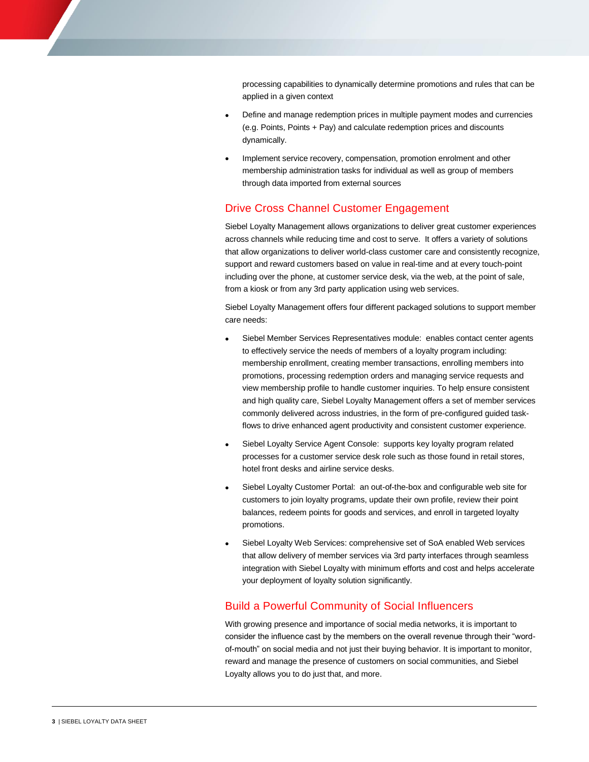processing capabilities to dynamically determine promotions and rules that can be applied in a given context

- Define and manage redemption prices in multiple payment modes and currencies (e.g. Points, Points + Pay) and calculate redemption prices and discounts dynamically.
- Implement service recovery, compensation, promotion enrolment and other membership administration tasks for individual as well as group of members through data imported from external sources

## Drive Cross Channel Customer Engagement

Siebel Loyalty Management allows organizations to deliver great customer experiences across channels while reducing time and cost to serve. It offers a variety of solutions that allow organizations to deliver world-class customer care and consistently recognize, support and reward customers based on value in real-time and at every touch-point including over the phone, at customer service desk, via the web, at the point of sale, from a kiosk or from any 3rd party application using web services.

Siebel Loyalty Management offers four different packaged solutions to support member care needs:

- Siebel Member Services Representatives module: enables contact center agents to effectively service the needs of members of a loyalty program including: membership enrollment, creating member transactions, enrolling members into promotions, processing redemption orders and managing service requests and view membership profile to handle customer inquiries. To help ensure consistent and high quality care, Siebel Loyalty Management offers a set of member services commonly delivered across industries, in the form of pre-configured guided task-flows to drive enhanced agent productivity and consistent customer experience.
- Siebel Loyalty Service Agent Console: supports key loyalty program related processes for a customer service desk role such as those found in retail stores, hotel front desks and airline service desks.
- Siebel Loyalty Customer Portal: an out-of-the-box and configurable web site for customers to join loyalty programs, update their own profile, review their point balances, redeem points for goods and services, and enroll in targeted loyalty promotions.
- Siebel Loyalty Web Services: comprehensive set of SoA enabled Web services that allow delivery of member services via 3rd party interfaces through seamless integration with Siebel Loyalty with minimum efforts and cost and helps accelerate your deployment of loyalty solution significantly.

## Build a Powerful Community of Social Influencers

With growing presence and importance of social media networks, it is important to consider the influence cast by the members on the overall revenue through their "word-of-mouth" on social media and not just their buying behavior. It is important to monitor, reward and manage the presence of customers on social communities, and Siebel Loyalty allows you to do just that, and more.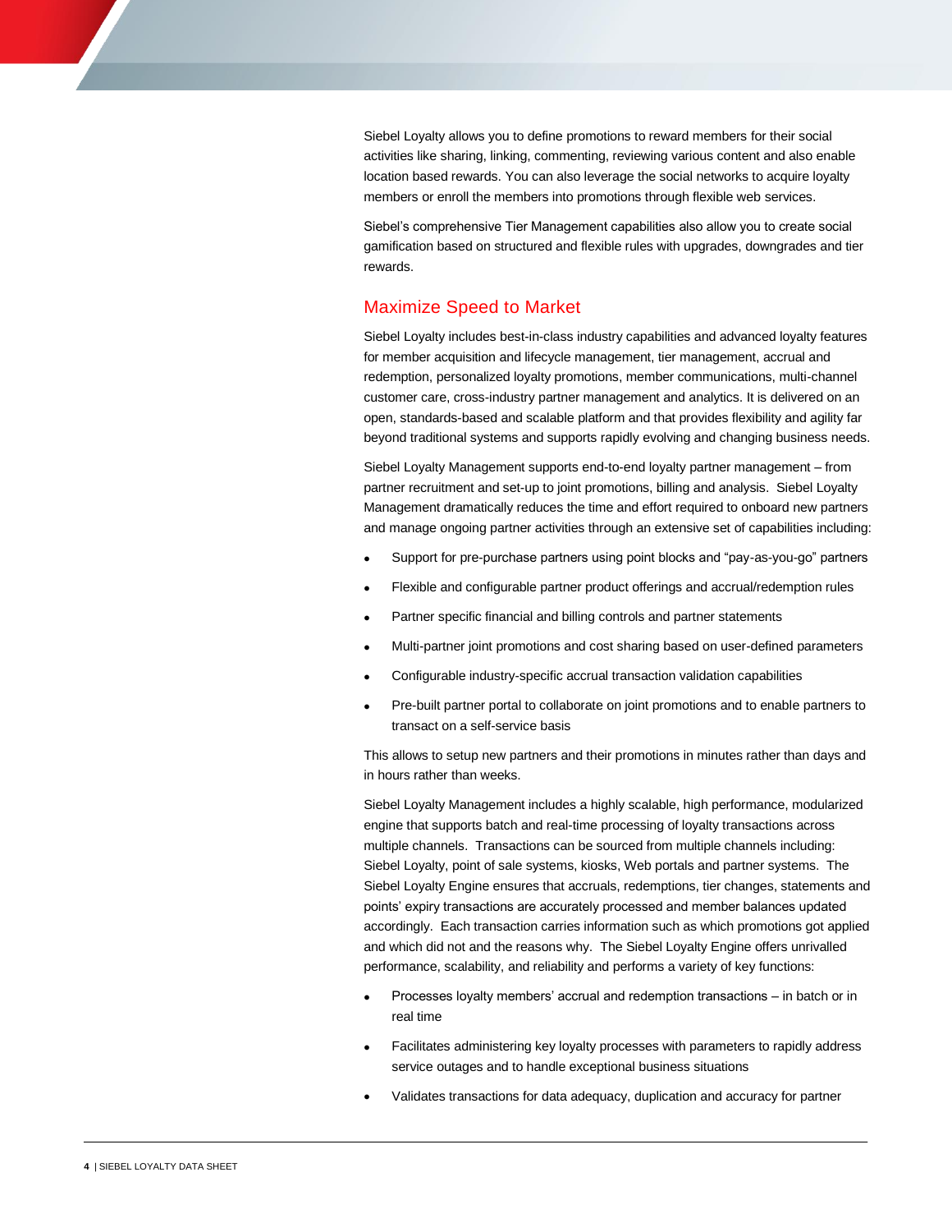Siebel Loyalty allows you to define promotions to reward members for their social activities like sharing, linking, commenting, reviewing various content and also enable location based rewards. You can also leverage the social networks to acquire loyalty members or enroll the members into promotions through flexible web services.

Siebel's comprehensive Tier Management capabilities also allow you to create social gamification based on structured and flexible rules with upgrades, downgrades and tier rewards.

## Maximize Speed to Market

Siebel Loyalty includes best-in-class industry capabilities and advanced loyalty features for member acquisition and lifecycle management, tier management, accrual and redemption, personalized loyalty promotions, member communications, multi-channel customer care, cross-industry partner management and analytics. It is delivered on an open, standards-based and scalable platform and that provides flexibility and agility far beyond traditional systems and supports rapidly evolving and changing business needs.

Siebel Loyalty Management supports end-to-end loyalty partner management – from partner recruitment and set-up to joint promotions, billing and analysis. Siebel Loyalty Management dramatically reduces the time and effort required to onboard new partners and manage ongoing partner activities through an extensive set of capabilities including:

- Support for pre-purchase partners using point blocks and "pay-as-you-go" partners
- Flexible and configurable partner product offerings and accrual/redemption rules
- Partner specific financial and billing controls and partner statements
- Multi-partner joint promotions and cost sharing based on user-defined parameters
- Configurable industry-specific accrual transaction validation capabilities
- Pre-built partner portal to collaborate on joint promotions and to enable partners to transact on a self-service basis

This allows to setup new partners and their promotions in minutes rather than days and in hours rather than weeks.

Siebel Loyalty Management includes a highly scalable, high performance, modularized engine that supports batch and real-time processing of loyalty transactions across multiple channels. Transactions can be sourced from multiple channels including: Siebel Loyalty, point of sale systems, kiosks, Web portals and partner systems. The Siebel Loyalty Engine ensures that accruals, redemptions, tier changes, statements and points' expiry transactions are accurately processed and member balances updated accordingly. Each transaction carries information such as which promotions got applied and which did not and the reasons why. The Siebel Loyalty Engine offers unrivalled performance, scalability, and reliability and performs a variety of key functions:

- Processes loyalty members' accrual and redemption transactions – in batch or in real time
- Facilitates administering key loyalty processes with parameters to rapidly address service outages and to handle exceptional business situations
- Validates transactions for data adequacy, duplication and accuracy for partner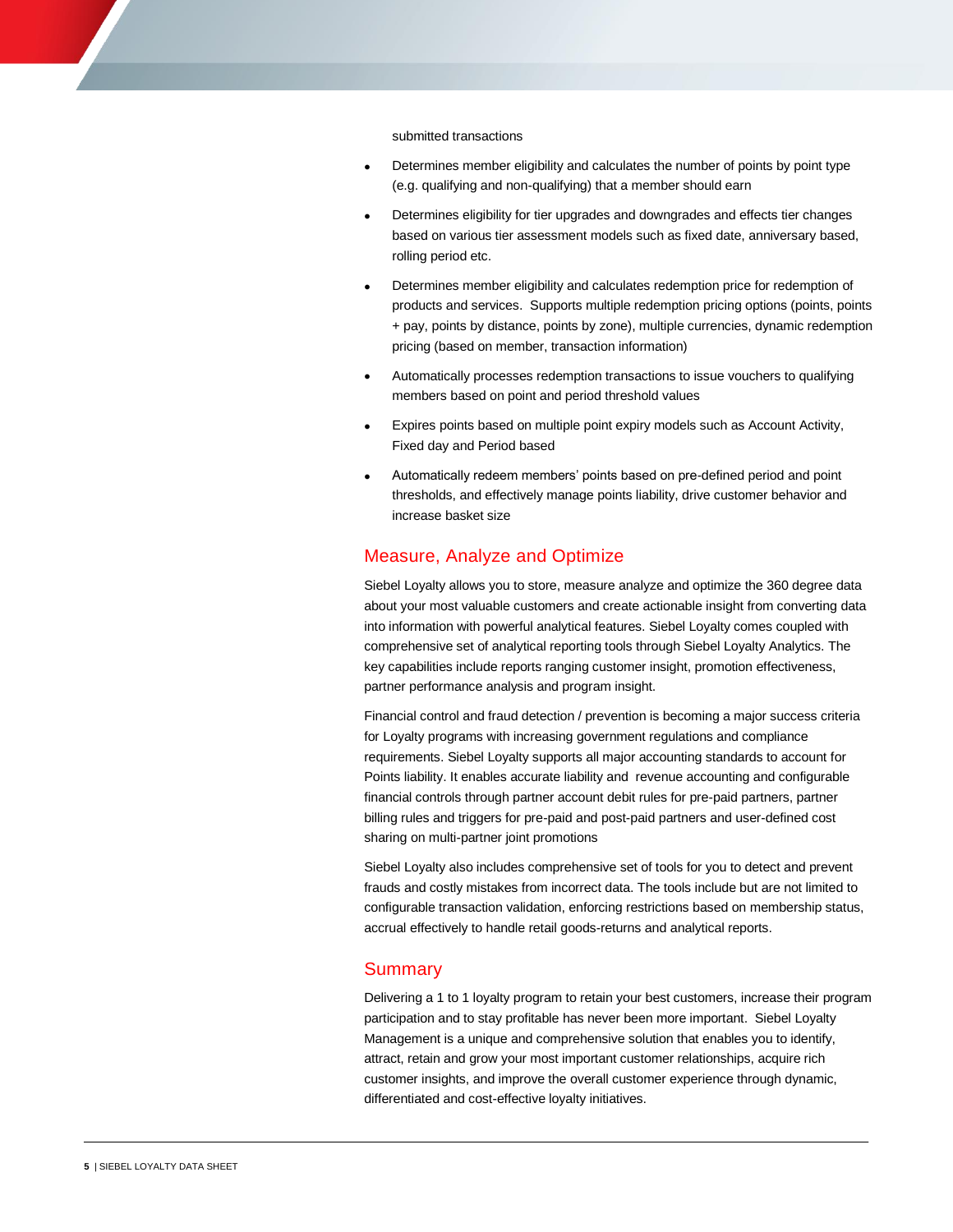submitted transactions

- Determines member eligibility and calculates the number of points by point type (e.g. qualifying and non-qualifying) that a member should earn
- Determines eligibility for tier upgrades and downgrades and effects tier changes based on various tier assessment models such as fixed date, anniversary based, rolling period etc.
- Determines member eligibility and calculates redemption price for redemption of products and services. Supports multiple redemption pricing options (points, points + pay, points by distance, points by zone), multiple currencies, dynamic redemption pricing (based on member, transaction information)
- Automatically processes redemption transactions to issue vouchers to qualifying members based on point and period threshold values
- Expires points based on multiple point expiry models such as Account Activity, Fixed day and Period based
- Automatically redeem members' points based on pre-defined period and point thresholds, and effectively manage points liability, drive customer behavior and increase basket size

## Measure, Analyze and Optimize

Siebel Loyalty allows you to store, measure analyze and optimize the 360 degree data about your most valuable customers and create actionable insight from converting data into information with powerful analytical features. Siebel Loyalty comes coupled with comprehensive set of analytical reporting tools through Siebel Loyalty Analytics. The key capabilities include reports ranging customer insight, promotion effectiveness, partner performance analysis and program insight.

Financial control and fraud detection / prevention is becoming a major success criteria for Loyalty programs with increasing government regulations and compliance requirements. Siebel Loyalty supports all major accounting standards to account for Points liability. It enables accurate liability and revenue accounting and configurable financial controls through partner account debit rules for pre-paid partners, partner billing rules and triggers for pre-paid and post-paid partners and user-defined cost sharing on multi-partner joint promotions

Siebel Loyalty also includes comprehensive set of tools for you to detect and prevent frauds and costly mistakes from incorrect data. The tools include but are not limited to configurable transaction validation, enforcing restrictions based on membership status, accrual effectively to handle retail goods-returns and analytical reports.

## Summary

Delivering a 1 to 1 loyalty program to retain your best customers, increase their program participation and to stay profitable has never been more important. Siebel Loyalty Management is a unique and comprehensive solution that enables you to identify, attract, retain and grow your most important customer relationships, acquire rich customer insights, and improve the overall customer experience through dynamic, differentiated and cost-effective loyalty initiatives.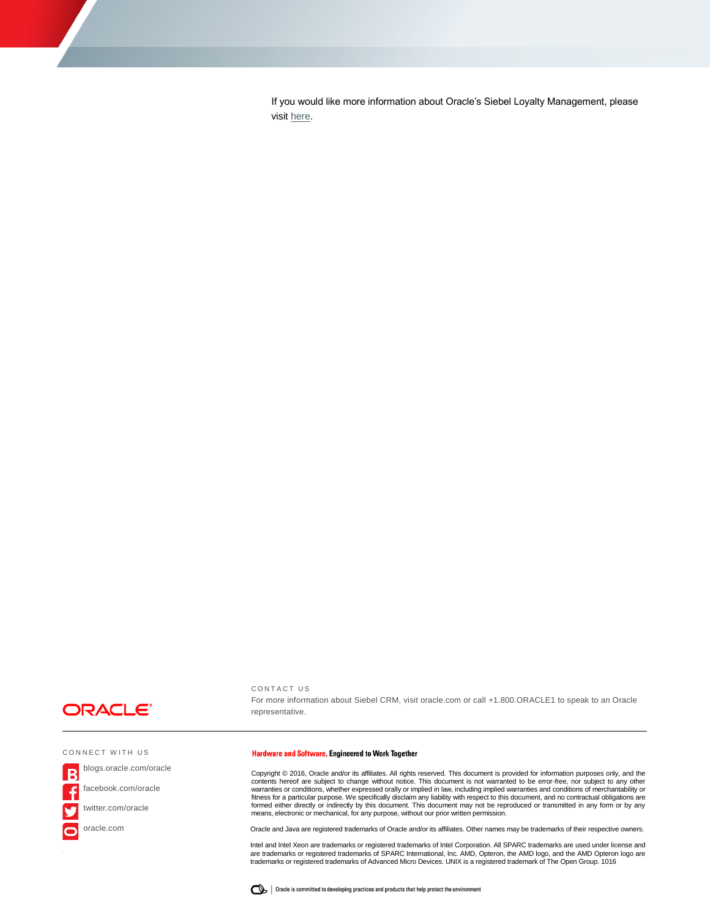If you would like more information about Oracle's Siebel Loyalty Management, please visit here.

ORACLE

CONTACT US

For more information about Siebel CRM, visit oracle.com or call +1.800.ORACLE1 to speak to an Oracle representative.

CONNECT WITH US

blogs.oracle.com/oracle

facebook.com/oracle

twitter.com/oracle

oracle.com

**Hardware and Software, Engineered to Work Together**

Copyright © 2016, Oracle and/or its affiliates. All rights reserved. This document is provided for information purposes only, and the contents hereof are subject to change without notice. This document is not warranted to be error-free, nor subject to any other warranties or conditions, whether expressed orally or implied in law, including implied warranties and conditions of merchantability or fitness for a particular purpose. We specifically disclaim any liability with respect to this document, and no contractual obligations are formed either directly or indirectly by this document. This document may not be reproduced or transmitted in any form or by any means, electronic or mechanical, for any purpose, without our prior written permission.

Oracle and Java are registered trademarks of Oracle and/or its affiliates. Other names may be trademarks of their respective owners.

Intel and Intel Xeon are trademarks or registered trademarks of Intel Corporation. All SPARC trademarks are used under license and are trademarks or registered trademarks of SPARC International, Inc. AMD, Opteron, the AMD logo, and the AMD Opteron logo are trademarks or registered trademarks of Advanced Micro Devices. UNIX is a registered trademark of The Open Group. 1016

Oracle is committed to developing practices and products that help protect the environment